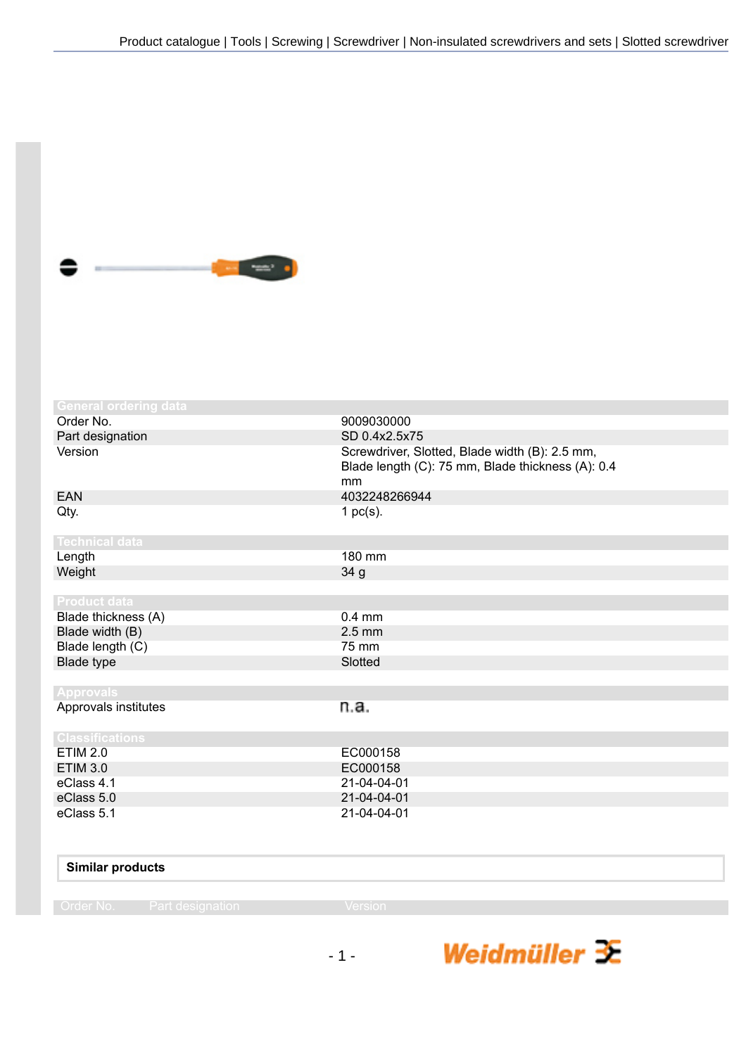Product catalogue | Tools | Screwing | Screwdriver | Non-insulated screwdrivers and sets | Slotted screwdriver

## General ordering data

| | |
|---|---|
| Order No. | 9009030000 |
| Part designation | SD 0.4x2.5x75 |
| Version | Screwdriver, Slotted, Blade width (B): 2.5 mm, Blade length (C): 75 mm, Blade thickness (A): 0.4 mm |
| EAN | 4032248266944 |
| Qty. | 1 pc(s). |

## Technical data

| | |
|---|---|
| Length | 180 mm |
| Weight | 34 g |

## Product data

| | |
|---|---|
| Blade thickness (A) | 0.4 mm |
| Blade width (B) | 2.5 mm |
| Blade length (C) | 75 mm |
| Blade type | Slotted |

## Approvals

| | |
|---|---|
| Approvals institutes | n.a. |

## Classifications

| | |
|---|---|
| ETIM 2.0 | EC000158 |
| ETIM 3.0 | EC000158 |
| eClass 4.1 | 21-04-04-01 |
| eClass 5.0 | 21-04-04-01 |
| eClass 5.1 | 21-04-04-01 |

**Similar products**

| Order No. | Part designation | Version |
|---|---|---|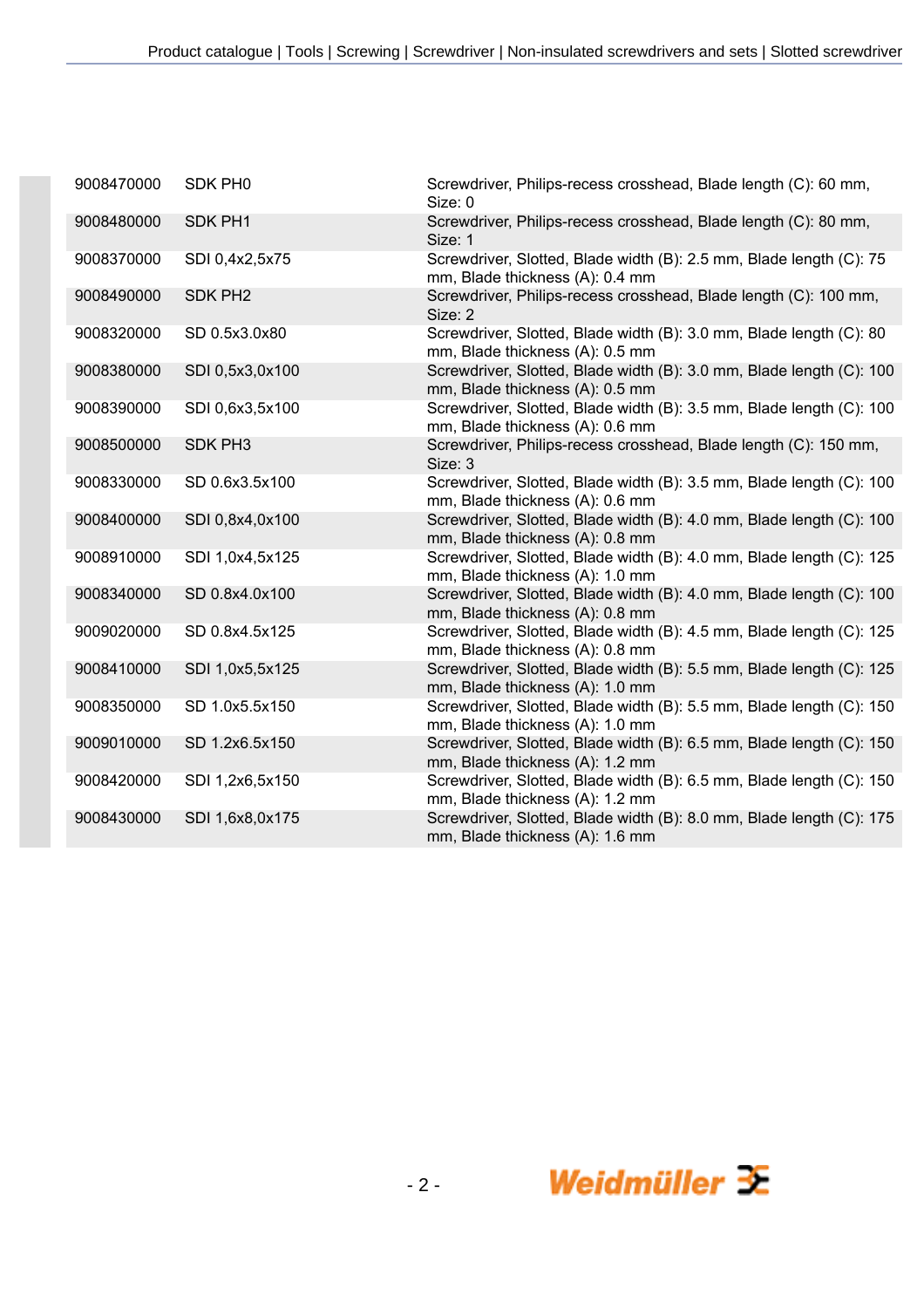| | | |
|---|---|---|
| 9008470000 | SDK PH0 | Screwdriver, Philips-recess crosshead, Blade length (C): 60 mm, Size: 0 |
| 9008480000 | SDK PH1 | Screwdriver, Philips-recess crosshead, Blade length (C): 80 mm, Size: 1 |
| 9008370000 | SDI 0,4x2,5x75 | Screwdriver, Slotted, Blade width (B): 2.5 mm, Blade length (C): 75 mm, Blade thickness (A): 0.4 mm |
| 9008490000 | SDK PH2 | Screwdriver, Philips-recess crosshead, Blade length (C): 100 mm, Size: 2 |
| 9008320000 | SD 0.5x3.0x80 | Screwdriver, Slotted, Blade width (B): 3.0 mm, Blade length (C): 80 mm, Blade thickness (A): 0.5 mm |
| 9008380000 | SDI 0,5x3,0x100 | Screwdriver, Slotted, Blade width (B): 3.0 mm, Blade length (C): 100 mm, Blade thickness (A): 0.5 mm |
| 9008390000 | SDI 0,6x3,5x100 | Screwdriver, Slotted, Blade width (B): 3.5 mm, Blade length (C): 100 mm, Blade thickness (A): 0.6 mm |
| 9008500000 | SDK PH3 | Screwdriver, Philips-recess crosshead, Blade length (C): 150 mm, Size: 3 |
| 9008330000 | SD 0.6x3.5x100 | Screwdriver, Slotted, Blade width (B): 3.5 mm, Blade length (C): 100 mm, Blade thickness (A): 0.6 mm |
| 9008400000 | SDI 0,8x4,0x100 | Screwdriver, Slotted, Blade width (B): 4.0 mm, Blade length (C): 100 mm, Blade thickness (A): 0.8 mm |
| 9008910000 | SDI 1,0x4,5x125 | Screwdriver, Slotted, Blade width (B): 4.0 mm, Blade length (C): 125 mm, Blade thickness (A): 1.0 mm |
| 9008340000 | SD 0.8x4.0x100 | Screwdriver, Slotted, Blade width (B): 4.0 mm, Blade length (C): 100 mm, Blade thickness (A): 0.8 mm |
| 9009020000 | SD 0.8x4.5x125 | Screwdriver, Slotted, Blade width (B): 4.5 mm, Blade length (C): 125 mm, Blade thickness (A): 0.8 mm |
| 9008410000 | SDI 1,0x5,5x125 | Screwdriver, Slotted, Blade width (B): 5.5 mm, Blade length (C): 125 mm, Blade thickness (A): 1.0 mm |
| 9008350000 | SD 1.0x5.5x150 | Screwdriver, Slotted, Blade width (B): 5.5 mm, Blade length (C): 150 mm, Blade thickness (A): 1.0 mm |
| 9009010000 | SD 1.2x6.5x150 | Screwdriver, Slotted, Blade width (B): 6.5 mm, Blade length (C): 150 mm, Blade thickness (A): 1.2 mm |
| 9008420000 | SDI 1,2x6,5x150 | Screwdriver, Slotted, Blade width (B): 6.5 mm, Blade length (C): 150 mm, Blade thickness (A): 1.2 mm |
| 9008430000 | SDI 1,6x8,0x175 | Screwdriver, Slotted, Blade width (B): 8.0 mm, Blade length (C): 175 mm, Blade thickness (A): 1.6 mm |